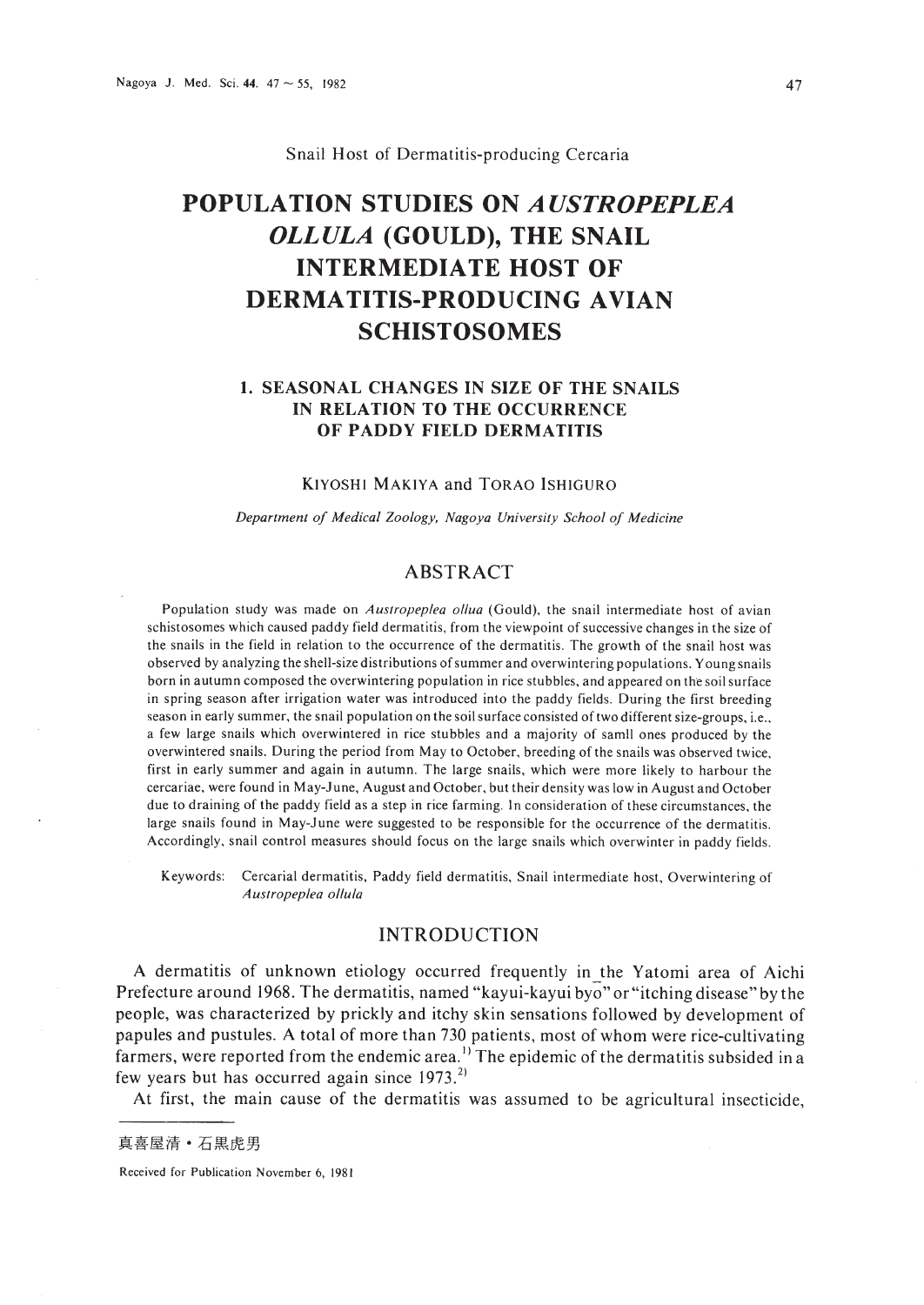Snail Host of Dermatitis-producing Cercaria

# POPULATION STUDIES ON *AUSTROPEPLEA OLLULA* (GOULD), THE SNAIL INTERMEDIATE HOST OF DERMATITIS-PRODUCING AVIAN SCHISTOSOMES

## 1. SEASONAL CHANGES IN SIZE OF THE SNAILS IN RELATION TO THE OCCURRENCE OF PADDY FIELD DERMATITIS

KIYOSHI MAKIYA and TORAO ISHIGURO

*Department of Medical Zoology, Nagoya University School of Medicine*

## ABSTRACT

Population study was made on *Austropeplea ollua* (Gould), the snail intermediate host of avian schistosomes which caused paddy field dermatitis, from the viewpoint of successive changes in the size of the snails in the field in relation to the occurrence of the dermatitis. The growth of the snail host was observed by analyzing the shell-size distributions of summer and overwintering populations. Young snails born in autumn composed the overwintering population in rice stubbles, and appeared on the soil surface in spring season after irrigation water was introduced into the paddy fields. During the first breeding season in early summer, the snail population on the soil surface consisted of two different size-groups, i.e., a few large snails which overwintered in rice stubbles and a majority of samll ones produced by the overwintered snails. During the period from May to October, breeding of the snails was observed twice, first in early summer and again in autumn. The large snails, which were more likely to harbour the cercariae, were found in May-June, August and October, but their density was low in August and October due to draining of the paddy field as a step in rice farming. In consideration of these circumstances, the large snails found in May-June were suggested to be responsible for the occurrence of the dermatitis. Accordingly, snail control measures should focus on the large snails which overwinter in paddy fields.

Keywords: Cercarial dermatitis, Paddy field dermatitis, Snail intermediate host, Overwintering of *Austropeplea ollula*

## INTRODUCTION

A dermatitis of unknown etiology occurred frequently in the Yatomi area of Aichi Prefecture around 1968. The dermatitis, named "kayui-kayui byō" or "itching disease" by the people, was characterized by prickly and itchy skin sensations followed by development of papules and pustules. A total of more than 730 patients, most of whom were rice-cultivating farmers, were reported from the endemic area.[1] The epidemic of the dermatitis subsided in a few years but has occurred again since 1973.[2]

At first, the main cause of the dermatitis was assumed to be agricultural insecticide,

真喜屋清・石黒虎男

Received for Publication November 6, 1981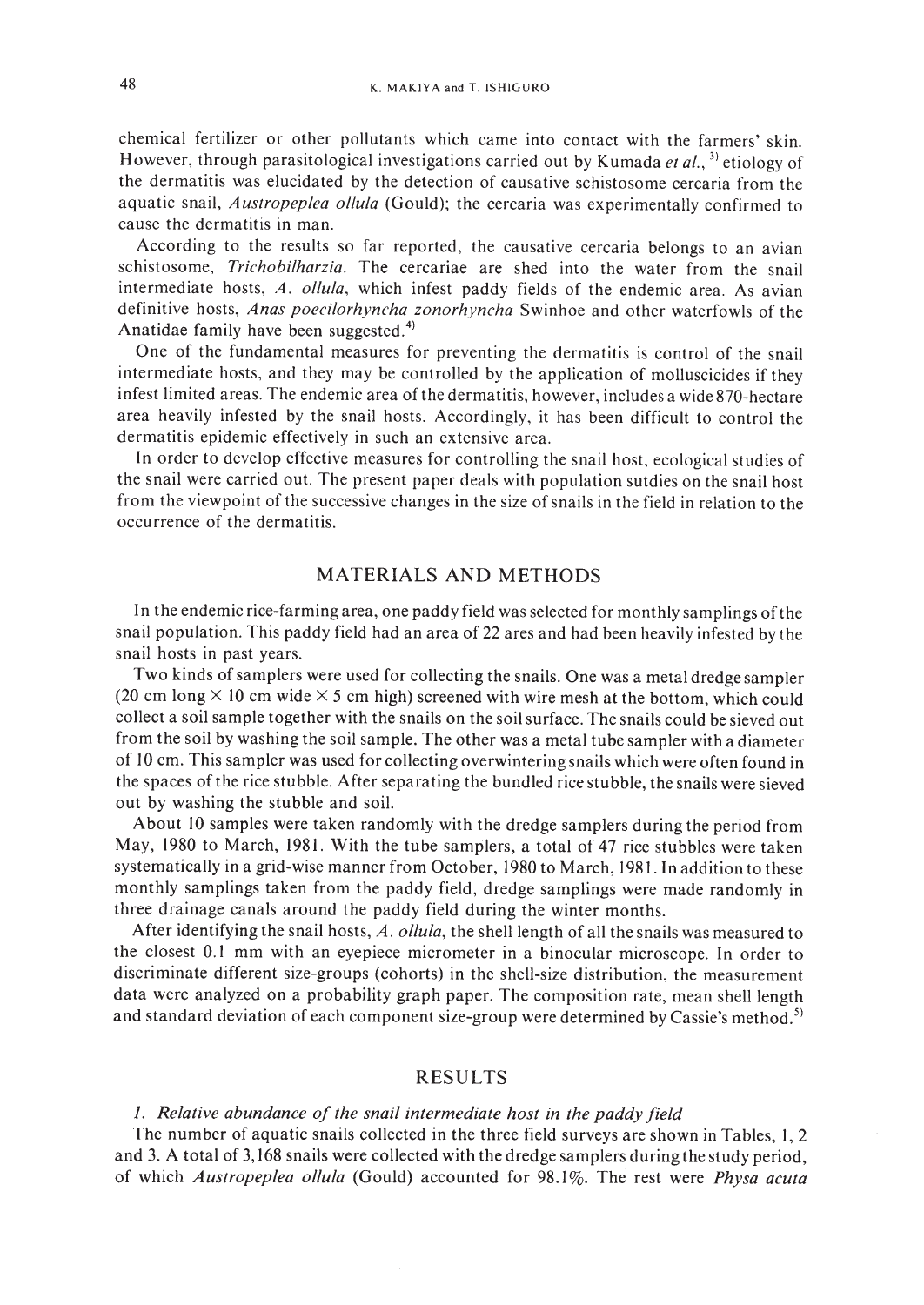chemical fertilizer or other pollutants which came into contact with the farmers' skin. However, through parasitological investigations carried out by Kumada *et al.*, [3] etiology of the dermatitis was elucidated by the detection of causative schistosome cercaria from the aquatic snail, *Austropeplea ollula* (Gould); the cercaria was experimentally confirmed to cause the dermatitis in man.

According to the results so far reported, the causative cercaria belongs to an avian schistosome, *Trichobilharzia*. The cercariae are shed into the water from the snail intermediate hosts, *A. ollula*, which infest paddy fields of the endemic area. As avian definitive hosts, *Anas poecilorhyncha zonorhyncha* Swinhoe and other waterfowls of the Anatidae family have been suggested.[4]

One of the fundamental measures for preventing the dermatitis is control of the snail intermediate hosts, and they may be controlled by the application of molluscicides if they infest limited areas. The endemic area of the dermatitis, however, includes a wide 870-hectare area heavily infested by the snail hosts. Accordingly, it has been difficult to control the dermatitis epidemic effectively in such an extensive area.

In order to develop effective measures for controlling the snail host, ecological studies of the snail were carried out. The present paper deals with population sutdies on the snail host from the viewpoint of the successive changes in the size of snails in the field in relation to the occurrence of the dermatitis.

## MATERIALS AND METHODS

In the endemic rice-farming area, one paddy field was selected for monthly samplings of the snail population. This paddy field had an area of 22 ares and had been heavily infested by the snail hosts in past years.

Two kinds of samplers were used for collecting the snails. One was a metal dredge sampler (20 cm long × 10 cm wide × 5 cm high) screened with wire mesh at the bottom, which could collect a soil sample together with the snails on the soil surface. The snails could be sieved out from the soil by washing the soil sample. The other was a metal tube sampler with a diameter of 10 cm. This sampler was used for collecting overwintering snails which were often found in the spaces of the rice stubble. After separating the bundled rice stubble, the snails were sieved out by washing the stubble and soil.

About 10 samples were taken randomly with the dredge samplers during the period from May, 1980 to March, 1981. With the tube samplers, a total of 47 rice stubbles were taken systematically in a grid-wise manner from October, 1980 to March, 1981. In addition to these monthly samplings taken from the paddy field, dredge samplings were made randomly in three drainage canals around the paddy field during the winter months.

After identifying the snail hosts, *A. ollula*, the shell length of all the snails was measured to the closest 0.1 mm with an eyepiece micrometer in a binocular microscope. In order to discriminate different size-groups (cohorts) in the shell-size distribution, the measurement data were analyzed on a probability graph paper. The composition rate, mean shell length and standard deviation of each component size-group were determined by Cassie's method.[5]

## RESULTS

### *1. Relative abundance of the snail intermediate host in the paddy field*

The number of aquatic snails collected in the three field surveys are shown in Tables, 1, 2 and 3. A total of 3,168 snails were collected with the dredge samplers during the study period, of which *Austropeplea ollula* (Gould) accounted for 98.1%. The rest were *Physa acuta*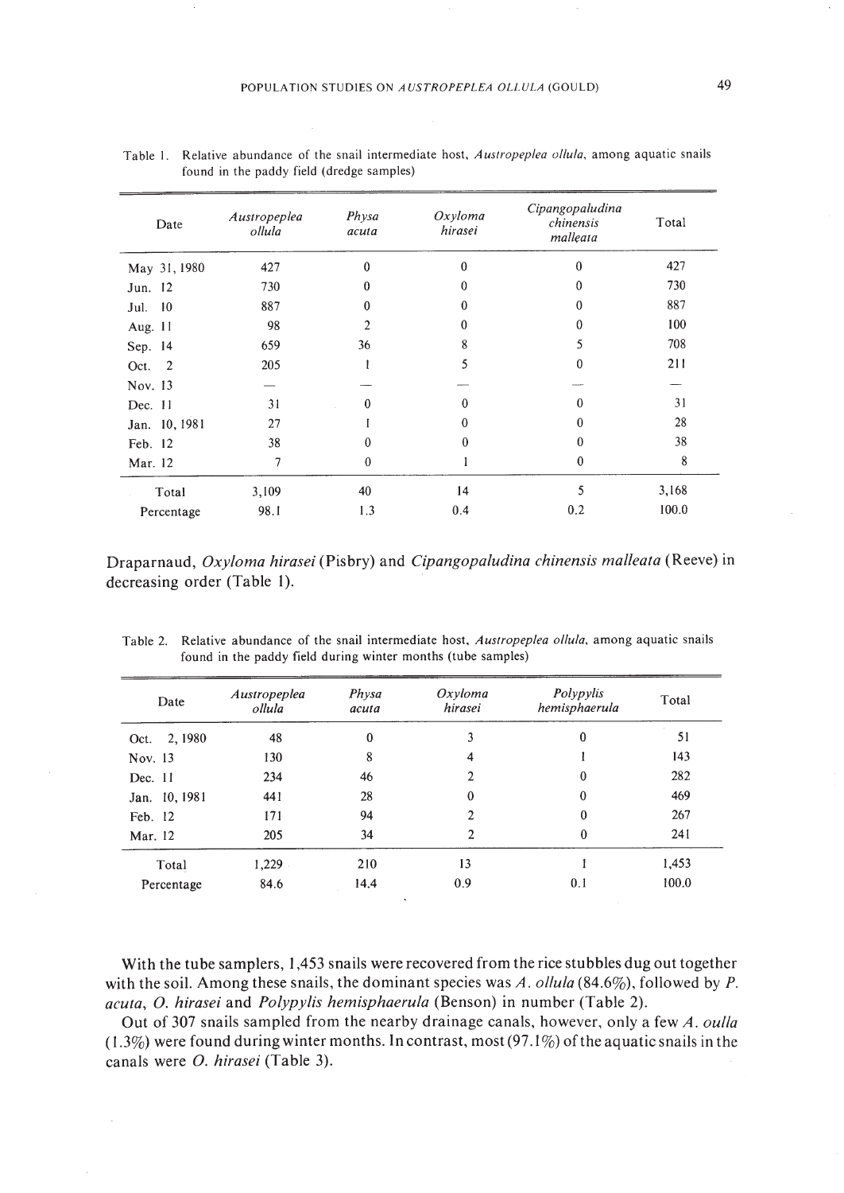Table 1. Relative abundance of the snail intermediate host, *Austropeplea ollula*, among aquatic snails found in the paddy field (dredge samples)

| Date | *Austropeplea ollula* | *Physa acuta* | *Oxyloma hirasei* | *Cipangopaludina chinensis malleata* | Total |
|---|---|---|---|---|---|
| May 31, 1980 | 427 | 0 | 0 | 0 | 427 |
| Jun. 12 | 730 | 0 | 0 | 0 | 730 |
| Jul. 10 | 887 | 0 | 0 | 0 | 887 |
| Aug. 11 | 98 | 2 | 0 | 0 | 100 |
| Sep. 14 | 659 | 36 | 8 | 5 | 708 |
| Oct. 2 | 205 | 1 | 5 | 0 | 211 |
| Nov. 13 | — | — | — | — | — |
| Dec. 11 | 31 | 0 | 0 | 0 | 31 |
| Jan. 10, 1981 | 27 | 1 | 0 | 0 | 28 |
| Feb. 12 | 38 | 0 | 0 | 0 | 38 |
| Mar. 12 | 7 | 0 | 1 | 0 | 8 |
| Total | 3,109 | 40 | 14 | 5 | 3,168 |
| Percentage | 98.1 | 1.3 | 0.4 | 0.2 | 100.0 |

Draparnaud, *Oxyloma hirasei* (Pisbry) and *Cipangopaludina chinensis malleata* (Reeve) in decreasing order (Table 1).

Table 2. Relative abundance of the snail intermediate host, *Austropeplea ollula*, among aquatic snails found in the paddy field during winter months (tube samples)

| Date | *Austropeplea ollula* | *Physa acuta* | *Oxyloma hirasei* | *Polypylis hemisphaerula* | Total |
|---|---|---|---|---|---|
| Oct. 2, 1980 | 48 | 0 | 3 | 0 | 51 |
| Nov. 13 | 130 | 8 | 4 | 1 | 143 |
| Dec. 11 | 234 | 46 | 2 | 0 | 282 |
| Jan. 10, 1981 | 441 | 28 | 0 | 0 | 469 |
| Feb. 12 | 171 | 94 | 2 | 0 | 267 |
| Mar. 12 | 205 | 34 | 2 | 0 | 241 |
| Total | 1,229 | 210 | 13 | 1 | 1,453 |
| Percentage | 84.6 | 14.4 | 0.9 | 0.1 | 100.0 |

With the tube samplers, 1,453 snails were recovered from the rice stubbles dug out together with the soil. Among these snails, the dominant species was *A. ollula* (84.6%), followed by *P. acuta*, *O. hirasei* and *Polypylis hemisphaerula* (Benson) in number (Table 2).

Out of 307 snails sampled from the nearby drainage canals, however, only a few *A. oulla* (1.3%) were found during winter months. In contrast, most (97.1%) of the aquatic snails in the canals were *O. hirasei* (Table 3).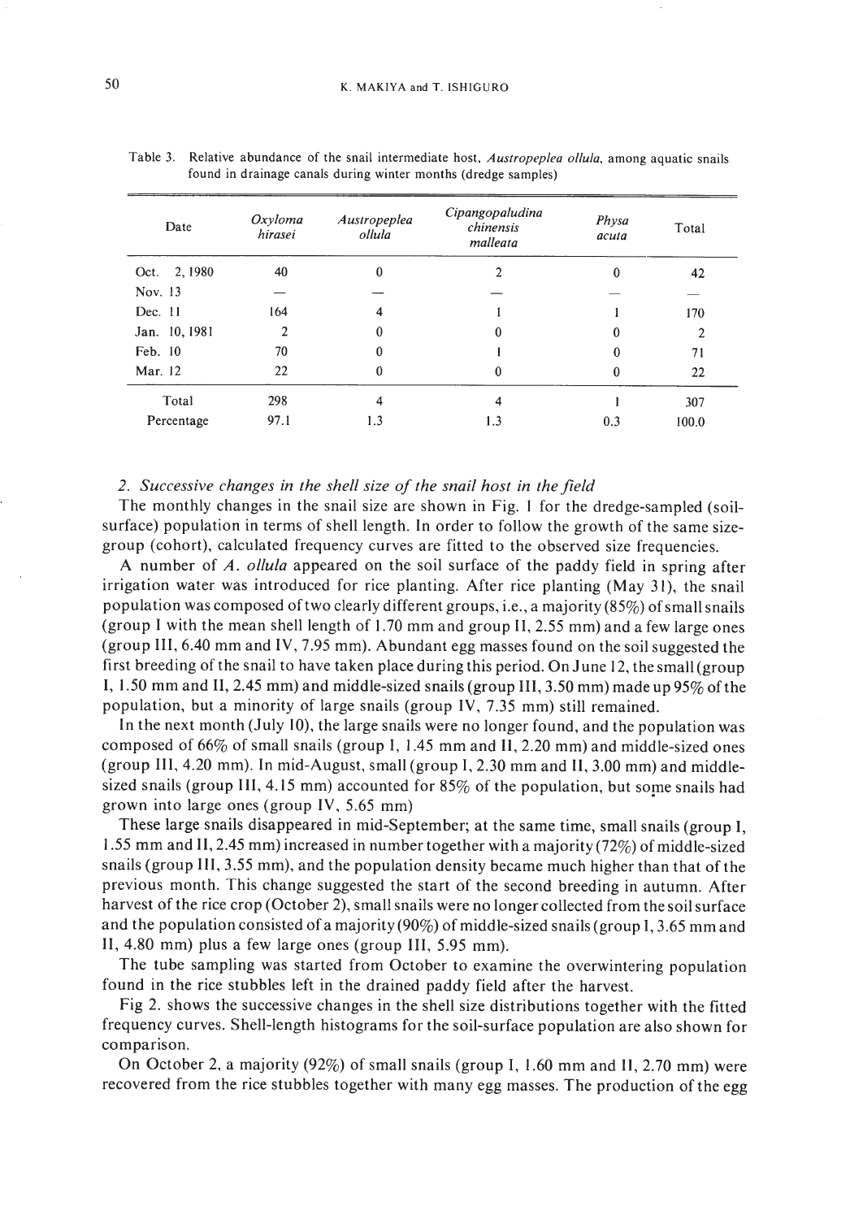Table 3. Relative abundance of the snail intermediate host, *Austropeplea ollula*, among aquatic snails found in drainage canals during winter months (dredge samples)

| Date | *Oxyloma hirasei* | *Austropeplea ollula* | *Cipangopaludina chinensis malleata* | *Physa acuta* | Total |
|---|---|---|---|---|---|
| Oct. 2, 1980 | 40 | 0 | 2 | 0 | 42 |
| Nov. 13 | — | — | — | — | — |
| Dec. 11 | 164 | 4 | 1 | 1 | 170 |
| Jan. 10, 1981 | 2 | 0 | 0 | 0 | 2 |
| Feb. 10 | 70 | 0 | 1 | 0 | 71 |
| Mar. 12 | 22 | 0 | 0 | 0 | 22 |
| Total | 298 | 4 | 4 | 1 | 307 |
| Percentage | 97.1 | 1.3 | 1.3 | 0.3 | 100.0 |

*2. Successive changes in the shell size of the snail host in the field*

The monthly changes in the snail size are shown in Fig. 1 for the dredge-sampled (soil-surface) population in terms of shell length. In order to follow the growth of the same size-group (cohort), calculated frequency curves are fitted to the observed size frequencies.

A number of *A. ollula* appeared on the soil surface of the paddy field in spring after irrigation water was introduced for rice planting. After rice planting (May 31), the snail population was composed of two clearly different groups, i.e., a majority (85%) of small snails (group I with the mean shell length of 1.70 mm and group II, 2.55 mm) and a few large ones (group III, 6.40 mm and IV, 7.95 mm). Abundant egg masses found on the soil suggested the first breeding of the snail to have taken place during this period. On June 12, the small (group I, 1.50 mm and II, 2.45 mm) and middle-sized snails (group III, 3.50 mm) made up 95% of the population, but a minority of large snails (group IV, 7.35 mm) still remained.

In the next month (July 10), the large snails were no longer found, and the population was composed of 66% of small snails (group I, 1.45 mm and II, 2.20 mm) and middle-sized ones (group III, 4.20 mm). In mid-August, small (group I, 2.30 mm and II, 3.00 mm) and middle-sized snails (group III, 4.15 mm) accounted for 85% of the population, but some snails had grown into large ones (group IV, 5.65 mm)

These large snails disappeared in mid-September; at the same time, small snails (group I, 1.55 mm and II, 2.45 mm) increased in number together with a majority (72%) of middle-sized snails (group III, 3.55 mm), and the population density became much higher than that of the previous month. This change suggested the start of the second breeding in autumn. After harvest of the rice crop (October 2), small snails were no longer collected from the soil surface and the population consisted of a majority (90%) of middle-sized snails (group I, 3.65 mm and II, 4.80 mm) plus a few large ones (group III, 5.95 mm).

The tube sampling was started from October to examine the overwintering population found in the rice stubbles left in the drained paddy field after the harvest.

Fig 2. shows the successive changes in the shell size distributions together with the fitted frequency curves. Shell-length histograms for the soil-surface population are also shown for comparison.

On October 2, a majority (92%) of small snails (group I, 1.60 mm and II, 2.70 mm) were recovered from the rice stubbles together with many egg masses. The production of the egg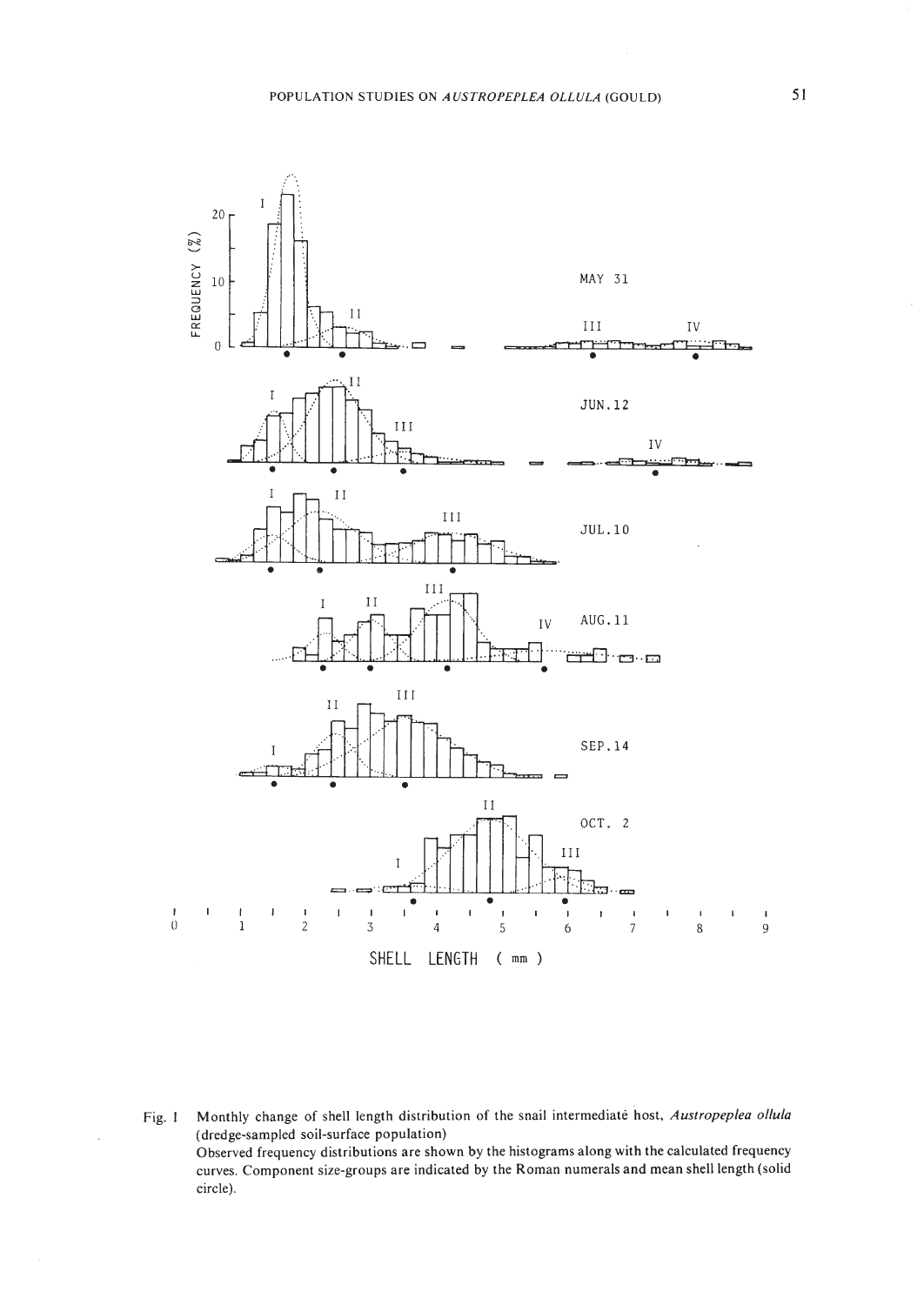Fig. 1 Monthly change of shell length distribution of the snail intermediate host, *Austropeplea ollula* (dredge-sampled soil-surface population)
Observed frequency distributions are shown by the histograms along with the calculated frequency curves. Component size-groups are indicated by the Roman numerals and mean shell length (solid circle).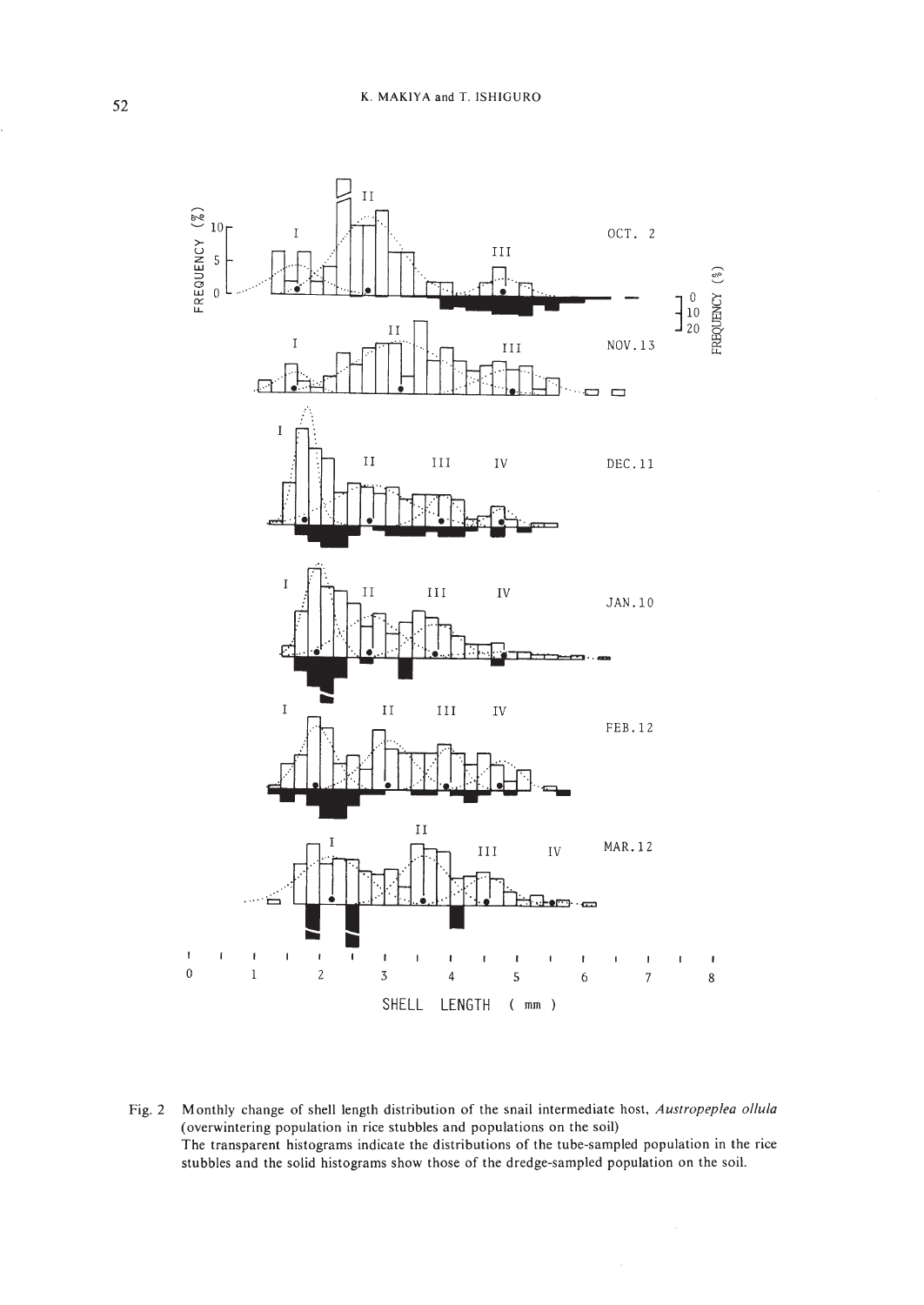Fig. 2 Monthly change of shell length distribution of the snail intermediate host, *Austropeplea ollula* (overwintering population in rice stubbles and populations on the soil)
The transparent histograms indicate the distributions of the tube-sampled population in the rice stubbles and the solid histograms show those of the dredge-sampled population on the soil.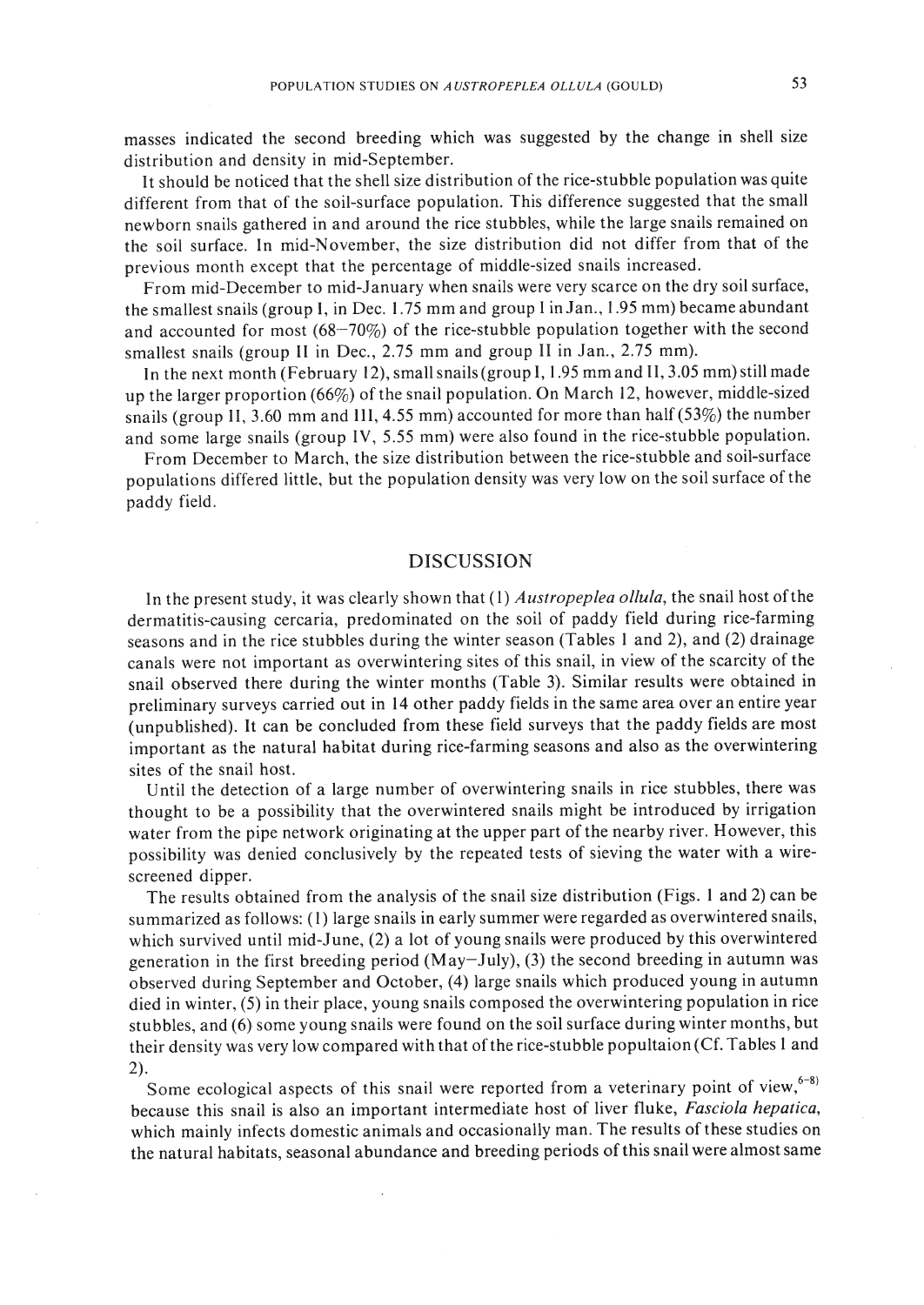masses indicated the second breeding which was suggested by the change in shell size distribution and density in mid-September.

It should be noticed that the shell size distribution of the rice-stubble population was quite different from that of the soil-surface population. This difference suggested that the small newborn snails gathered in and around the rice stubbles, while the large snails remained on the soil surface. In mid-November, the size distribution did not differ from that of the previous month except that the percentage of middle-sized snails increased.

From mid-December to mid-January when snails were very scarce on the dry soil surface, the smallest snails (group I, in Dec. 1.75 mm and group I in Jan., 1.95 mm) became abundant and accounted for most (68–70%) of the rice-stubble population together with the second smallest snails (group II in Dec., 2.75 mm and group II in Jan., 2.75 mm).

In the next month (February 12), small snails (group I, 1.95 mm and II, 3.05 mm) still made up the larger proportion (66%) of the snail population. On March 12, however, middle-sized snails (group II, 3.60 mm and III, 4.55 mm) accounted for more than half (53%) the number and some large snails (group IV, 5.55 mm) were also found in the rice-stubble population.

From December to March, the size distribution between the rice-stubble and soil-surface populations differed little, but the population density was very low on the soil surface of the paddy field.

## DISCUSSION

In the present study, it was clearly shown that (1) *Austropeplea ollula*, the snail host of the dermatitis-causing cercaria, predominated on the soil of paddy field during rice-farming seasons and in the rice stubbles during the winter season (Tables 1 and 2), and (2) drainage canals were not important as overwintering sites of this snail, in view of the scarcity of the snail observed there during the winter months (Table 3). Similar results were obtained in preliminary surveys carried out in 14 other paddy fields in the same area over an entire year (unpublished). It can be concluded from these field surveys that the paddy fields are most important as the natural habitat during rice-farming seasons and also as the overwintering sites of the snail host.

Until the detection of a large number of overwintering snails in rice stubbles, there was thought to be a possibility that the overwintered snails might be introduced by irrigation water from the pipe network originating at the upper part of the nearby river. However, this possibility was denied conclusively by the repeated tests of sieving the water with a wire-screened dipper.

The results obtained from the analysis of the snail size distribution (Figs. 1 and 2) can be summarized as follows: (1) large snails in early summer were regarded as overwintered snails, which survived until mid-June, (2) a lot of young snails were produced by this overwintered generation in the first breeding period (May–July), (3) the second breeding in autumn was observed during September and October, (4) large snails which produced young in autumn died in winter, (5) in their place, young snails composed the overwintering population in rice stubbles, and (6) some young snails were found on the soil surface during winter months, but their density was very low compared with that of the rice-stubble popultaion (Cf. Tables 1 and 2).

Some ecological aspects of this snail were reported from a veterinary point of view,[6–8] because this snail is also an important intermediate host of liver fluke, *Fasciola hepatica*, which mainly infects domestic animals and occasionally man. The results of these studies on the natural habitats, seasonal abundance and breeding periods of this snail were almost same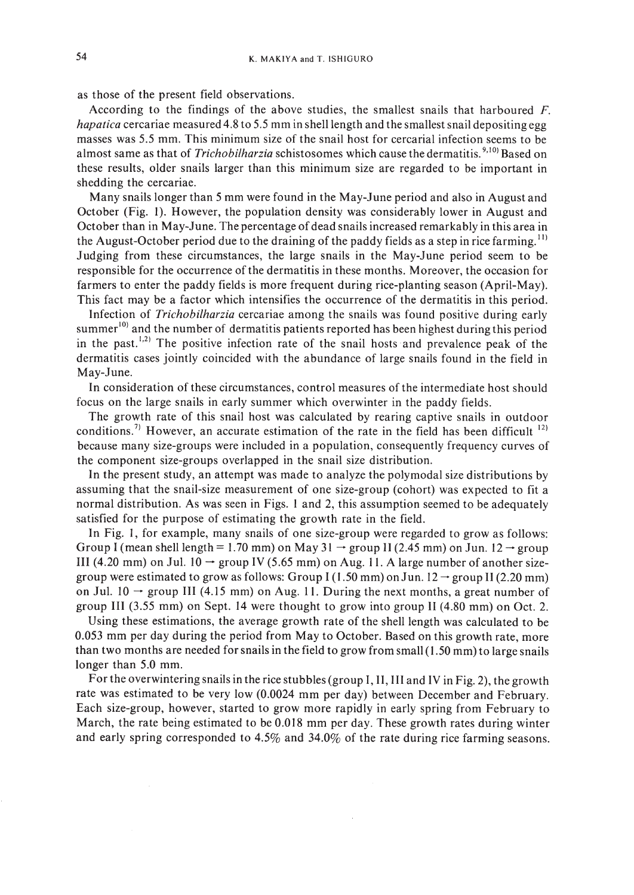as those of the present field observations.

According to the findings of the above studies, the smallest snails that harboured *F. hapatica* cercariae measured 4.8 to 5.5 mm in shell length and the smallest snail depositing egg masses was 5.5 mm. This minimum size of the snail host for cercarial infection seems to be almost same as that of *Trichobilharzia* schistosomes which cause the dermatitis.[9,10] Based on these results, older snails larger than this minimum size are regarded to be important in shedding the cercariae.

Many snails longer than 5 mm were found in the May-June period and also in August and October (Fig. 1). However, the population density was considerably lower in August and October than in May-June. The percentage of dead snails increased remarkably in this area in the August-October period due to the draining of the paddy fields as a step in rice farming.[11] Judging from these circumstances, the large snails in the May-June period seem to be responsible for the occurrence of the dermatitis in these months. Moreover, the occasion for farmers to enter the paddy fields is more frequent during rice-planting season (April-May). This fact may be a factor which intensifies the occurrence of the dermatitis in this period.

Infection of *Trichobilharzia* cercariae among the snails was found positive during early summer[10] and the number of dermatitis patients reported has been highest during this period in the past.[1,2] The positive infection rate of the snail hosts and prevalence peak of the dermatitis cases jointly coincided with the abundance of large snails found in the field in May-June.

In consideration of these circumstances, control measures of the intermediate host should focus on the large snails in early summer which overwinter in the paddy fields.

The growth rate of this snail host was calculated by rearing captive snails in outdoor conditions.[7] However, an accurate estimation of the rate in the field has been difficult [12] because many size-groups were included in a population, consequently frequency curves of the component size-groups overlapped in the snail size distribution.

In the present study, an attempt was made to analyze the polymodal size distributions by assuming that the snail-size measurement of one size-group (cohort) was expected to fit a normal distribution. As was seen in Figs. 1 and 2, this assumption seemed to be adequately satisfied for the purpose of estimating the growth rate in the field.

In Fig. 1, for example, many snails of one size-group were regarded to grow as follows: Group I (mean shell length = 1.70 mm) on May 31 → group II (2.45 mm) on Jun. 12 → group III (4.20 mm) on Jul. 10 → group IV (5.65 mm) on Aug. 11. A large number of another size-group were estimated to grow as follows: Group I (1.50 mm) on Jun. 12 → group II (2.20 mm) on Jul. 10 → group III (4.15 mm) on Aug. 11. During the next months, a great number of group III (3.55 mm) on Sept. 14 were thought to grow into group II (4.80 mm) on Oct. 2.

Using these estimations, the average growth rate of the shell length was calculated to be 0.053 mm per day during the period from May to October. Based on this growth rate, more than two months are needed for snails in the field to grow from small (1.50 mm) to large snails longer than 5.0 mm.

For the overwintering snails in the rice stubbles (group I, II, III and IV in Fig. 2), the growth rate was estimated to be very low (0.0024 mm per day) between December and February. Each size-group, however, started to grow more rapidly in early spring from February to March, the rate being estimated to be 0.018 mm per day. These growth rates during winter and early spring corresponded to 4.5% and 34.0% of the rate during rice farming seasons.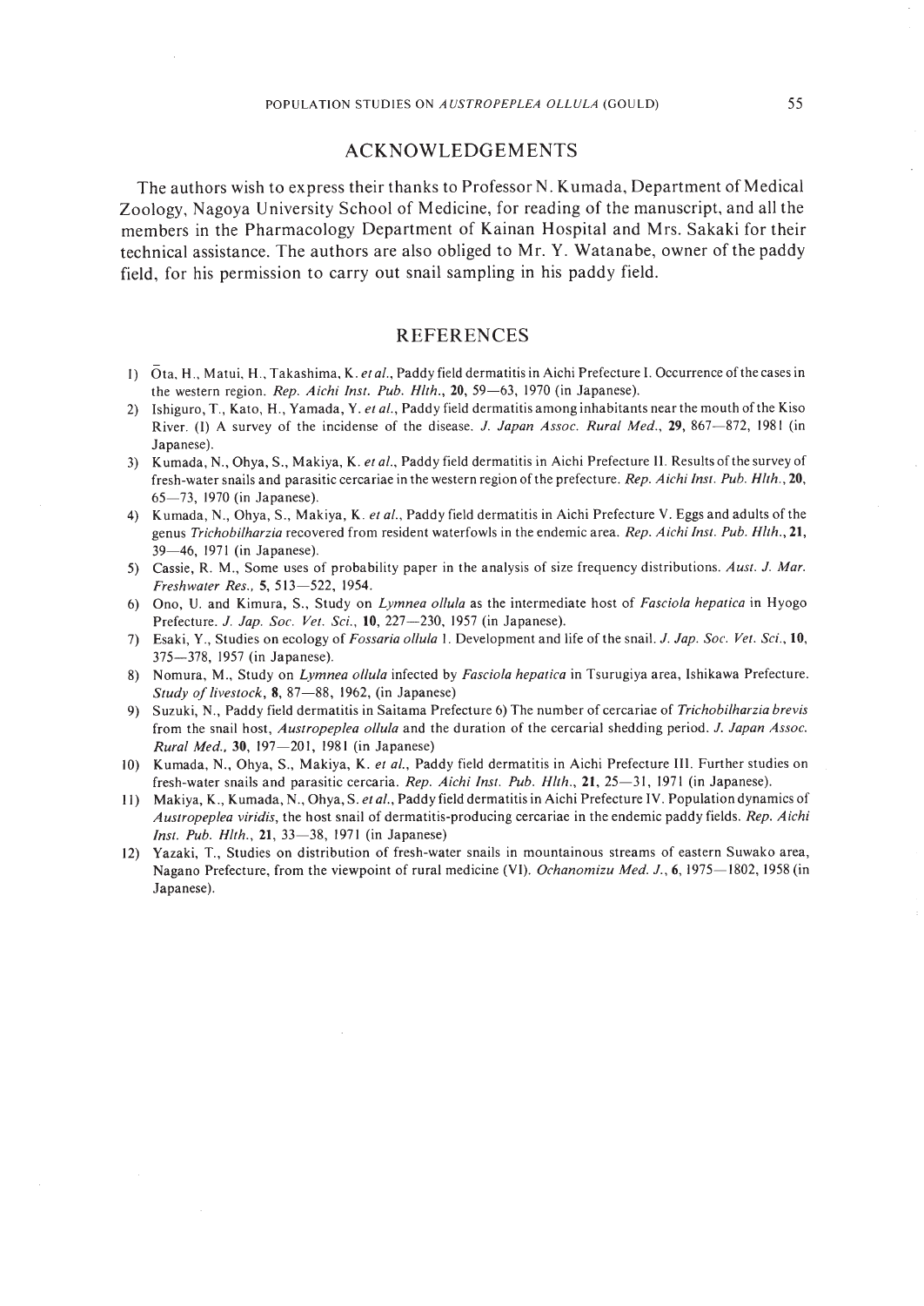## ACKNOWLEDGEMENTS

The authors wish to express their thanks to Professor N. Kumada, Department of Medical Zoology, Nagoya University School of Medicine, for reading of the manuscript, and all the members in the Pharmacology Department of Kainan Hospital and Mrs. Sakaki for their technical assistance. The authors are also obliged to Mr. Y. Watanabe, owner of the paddy field, for his permission to carry out snail sampling in his paddy field.

## REFERENCES

1) Ōta, H., Matui, H., Takashima, K. *et al.*, Paddy field dermatitis in Aichi Prefecture I. Occurrence of the cases in the western region. *Rep. Aichi Inst. Pub. Hlth.*, **20**, 59—63, 1970 (in Japanese).
2) Ishiguro, T., Kato, H., Yamada, Y. *et al.*, Paddy field dermatitis among inhabitants near the mouth of the Kiso River. (I) A survey of the incidense of the disease. *J. Japan Assoc. Rural Med.*, **29**, 867—872, 1981 (in Japanese).
3) Kumada, N., Ohya, S., Makiya, K. *et al.*, Paddy field dermatitis in Aichi Prefecture II. Results of the survey of fresh-water snails and parasitic cercariae in the western region of the prefecture. *Rep. Aichi Inst. Pub. Hlth.*, **20**, 65—73, 1970 (in Japanese).
4) Kumada, N., Ohya, S., Makiya, K. *et al.*, Paddy field dermatitis in Aichi Prefecture V. Eggs and adults of the genus *Trichobilharzia* recovered from resident waterfowls in the endemic area. *Rep. Aichi Inst. Pub. Hlth.*, **21**, 39—46, 1971 (in Japanese).
5) Cassie, R. M., Some uses of probability paper in the analysis of size frequency distributions. *Aust. J. Mar. Freshwater Res.*, **5**, 513—522, 1954.
6) Ono, U. and Kimura, S., Study on *Lymnea ollula* as the intermediate host of *Fasciola hepatica* in Hyogo Prefecture. *J. Jap. Soc. Vet. Sci.*, **10**, 227—230, 1957 (in Japanese).
7) Esaki, Y., Studies on ecology of *Fossaria ollula* 1. Development and life of the snail. *J. Jap. Soc. Vet. Sci.*, **10**, 375—378, 1957 (in Japanese).
8) Nomura, M., Study on *Lymnea ollula* infected by *Fasciola hepatica* in Tsurugiya area, Ishikawa Prefecture. *Study of livestock*, **8**, 87—88, 1962, (in Japanese)
9) Suzuki, N., Paddy field dermatitis in Saitama Prefecture 6) The number of cercariae of *Trichobilharzia brevis* from the snail host, *Austropeplea ollula* and the duration of the cercarial shedding period. *J. Japan Assoc. Rural Med.*, **30**, 197—201, 1981 (in Japanese)
10) Kumada, N., Ohya, S., Makiya, K. *et al.*, Paddy field dermatitis in Aichi Prefecture III. Further studies on fresh-water snails and parasitic cercaria. *Rep. Aichi Inst. Pub. Hlth.*, **21**, 25—31, 1971 (in Japanese).
11) Makiya, K., Kumada, N., Ohya, S. *et al.*, Paddy field dermatitis in Aichi Prefecture IV. Population dynamics of *Austropeplea viridis*, the host snail of dermatitis-producing cercariae in the endemic paddy fields. *Rep. Aichi Inst. Pub. Hlth.*, **21**, 33—38, 1971 (in Japanese)
12) Yazaki, T., Studies on distribution of fresh-water snails in mountainous streams of eastern Suwako area, Nagano Prefecture, from the viewpoint of rural medicine (VI). *Ochanomizu Med. J.*, **6**, 1975—1802, 1958 (in Japanese).